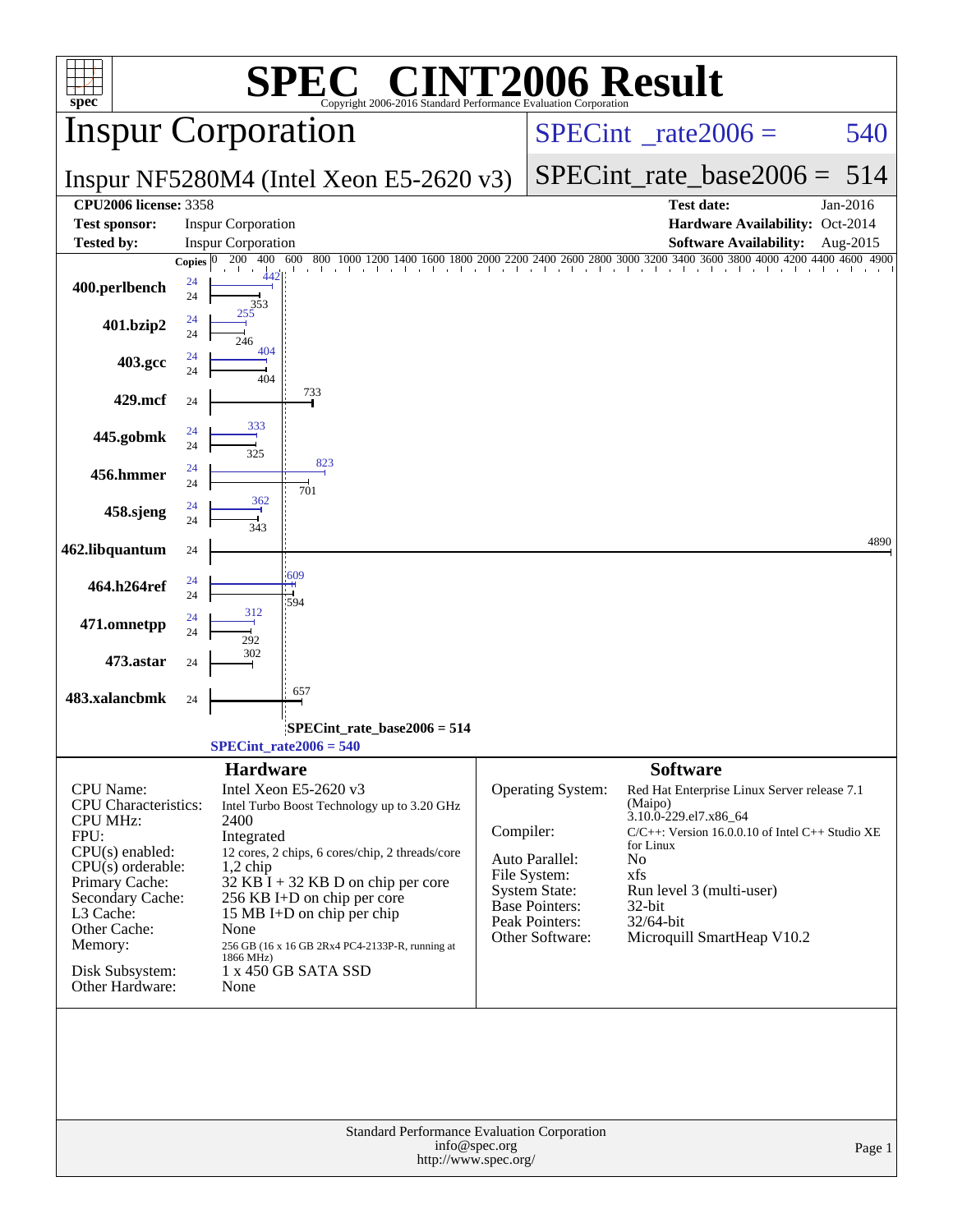# SPEC® CINT2006 Result

Copyright 2006-2016 Standard Performance Evaluation Corporation

## Inspur Corporation

**SPECint_rate2006 = 540**

Inspur NF5280M4 (Intel Xeon E5-2620 v3)

**SPECint_rate_base2006 = 514**

| | | | |
|---|---|---|---|
| **CPU2006 license:** 3358 | | **Test date:** | Jan-2016 |
| **Test sponsor:** | Inspur Corporation | **Hardware Availability:** | Oct-2014 |
| **Tested by:** | Inspur Corporation | **Software Availability:** | Aug-2015 |

| Benchmark | Copies (peak) | Peak | Copies (base) | Base |
|---|---|---|---|---|
| 400.perlbench | 24 | 442 | 24 | 353 |
| 401.bzip2 | 24 | 255 | 24 | 246 |
| 403.gcc | 24 | 404 | 24 | 404 |
| 429.mcf | | | 24 | 733 |
| 445.gobmk | 24 | 333 | 24 | 325 |
| 456.hmmer | 24 | 823 | 24 | 701 |
| 458.sjeng | 24 | 362 | 24 | 343 |
| 462.libquantum | | | 24 | 4890 |
| 464.h264ref | 24 | 609 | 24 | 594 |
| 471.omnetpp | 24 | 312 | 24 | 292 |
| 473.astar | | | 24 | 302 |
| 483.xalancbmk | | | 24 | 657 |

SPECint_rate_base2006 = 514

SPECint_rate2006 = 540

### Hardware

| | |
|---|---|
| CPU Name: | Intel Xeon E5-2620 v3 |
| CPU Characteristics: | Intel Turbo Boost Technology up to 3.20 GHz |
| CPU MHz: | 2400 |
| FPU: | Integrated |
| CPU(s) enabled: | 12 cores, 2 chips, 6 cores/chip, 2 threads/core |
| CPU(s) orderable: | 1,2 chip |
| Primary Cache: | 32 KB I + 32 KB D on chip per core |
| Secondary Cache: | 256 KB I+D on chip per core |
| L3 Cache: | 15 MB I+D on chip per chip |
| Other Cache: | None |
| Memory: | 256 GB (16 x 16 GB 2Rx4 PC4-2133P-R, running at 1866 MHz) |
| Disk Subsystem: | 1 x 450 GB SATA SSD |
| Other Hardware: | None |

### Software

| | |
|---|---|
| Operating System: | Red Hat Enterprise Linux Server release 7.1 (Maipo) 3.10.0-229.el7.x86_64 |
| Compiler: | C/C++: Version 16.0.0.10 of Intel C++ Studio XE for Linux |
| Auto Parallel: | No |
| File System: | xfs |
| System State: | Run level 3 (multi-user) |
| Base Pointers: | 32-bit |
| Peak Pointers: | 32/64-bit |
| Other Software: | Microquill SmartHeap V10.2 |

Standard Performance Evaluation Corporation
info@spec.org
http://www.spec.org/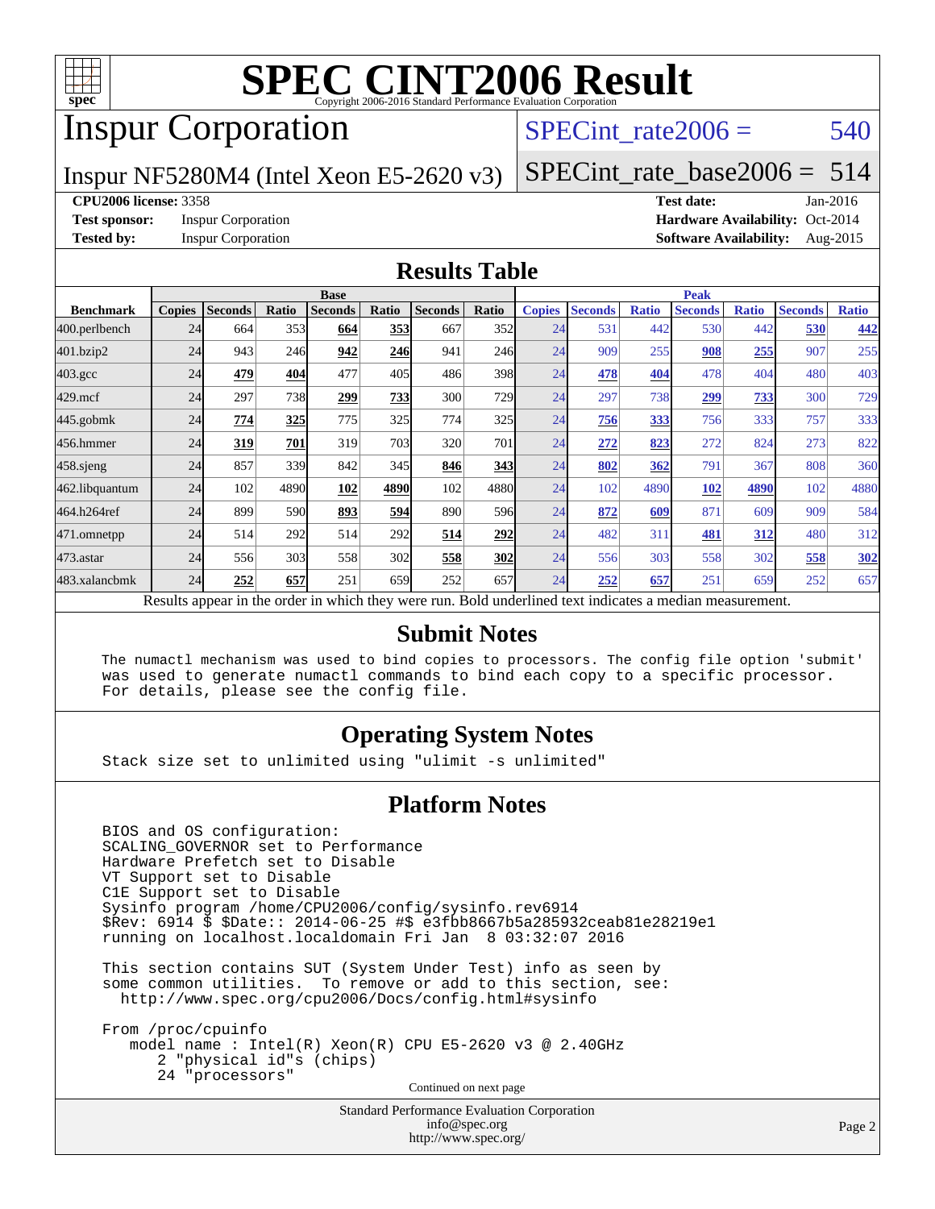# SPEC CINT2006 Result

Copyright 2006-2016 Standard Performance Evaluation Corporation

## Inspur Corporation

Inspur NF5280M4 (Intel Xeon E5-2620 v3)

SPECint_rate2006 = 540

SPECint_rate_base2006 = 514

**CPU2006 license:** 3358

**Test sponsor:** Inspur Corporation

**Tested by:** Inspur Corporation

**Test date:** Jan-2016

**Hardware Availability:** Oct-2014

**Software Availability:** Aug-2015

## Results Table

| Benchmark | Base | | | | | | | Peak | | | | | | |
|---|---|---|---|---|---|---|---|---|---|---|---|---|---|---|
| | Copies | Seconds | Ratio | Seconds | Ratio | Seconds | Ratio | Copies | Seconds | Ratio | Seconds | Ratio | Seconds | Ratio |
| 400.perlbench | 24 | 664 | 353 | **664** | **353** | 667 | 352 | 24 | 531 | 442 | 530 | 442 | **530** | **442** |
| 401.bzip2 | 24 | 943 | 246 | **942** | **246** | 941 | 246 | 24 | 909 | 255 | **908** | **255** | 907 | 255 |
| 403.gcc | 24 | **479** | **404** | 477 | 405 | 486 | 398 | 24 | **478** | **404** | 478 | 404 | 480 | 403 |
| 429.mcf | 24 | 297 | 738 | **299** | **733** | 300 | 729 | 24 | 297 | 738 | **299** | **733** | 300 | 729 |
| 445.gobmk | 24 | **774** | **325** | 775 | 325 | 774 | 325 | 24 | **756** | **333** | 756 | 333 | 757 | 333 |
| 456.hmmer | 24 | **319** | **701** | 319 | 703 | 320 | 701 | 24 | **272** | **823** | 272 | 824 | 273 | 822 |
| 458.sjeng | 24 | 857 | 339 | 842 | 345 | **846** | **343** | 24 | **802** | **362** | 791 | 367 | 808 | 360 |
| 462.libquantum | 24 | 102 | 4890 | **102** | **4890** | 102 | 4880 | 24 | 102 | 4890 | **102** | **4890** | 102 | 4880 |
| 464.h264ref | 24 | 899 | 590 | **893** | **594** | 890 | 596 | 24 | **872** | **609** | 871 | 609 | 909 | 584 |
| 471.omnetpp | 24 | 514 | 292 | 514 | 292 | **514** | **292** | 24 | 482 | 311 | **481** | **312** | 480 | 312 |
| 473.astar | 24 | 556 | 303 | 558 | 302 | **558** | **302** | 24 | 556 | 303 | 558 | 302 | **558** | **302** |
| 483.xalancbmk | 24 | **252** | **657** | 251 | 659 | 252 | 657 | 24 | **252** | **657** | 251 | 659 | 252 | 657 |

Results appear in the order in which they were run. Bold underlined text indicates a median measurement.

## Submit Notes

```
The numactl mechanism was used to bind copies to processors. The config file option 'submit'
was used to generate numactl commands to bind each copy to a specific processor.
For details, please see the config file.
```

## Operating System Notes

```
Stack size set to unlimited using "ulimit -s unlimited"
```

## Platform Notes

```
BIOS and OS configuration:
SCALING_GOVERNOR set to Performance
Hardware Prefetch set to Disable
VT Support set to Disable
C1E Support set to Disable
Sysinfo program /home/CPU2006/config/sysinfo.rev6914
$Rev: 6914 $ $Date:: 2014-06-25 #$ e3fbb8667b5a285932ceab81e28219e1
running on localhost.localdomain Fri Jan  8 03:32:07 2016

This section contains SUT (System Under Test) info as seen by
some common utilities.  To remove or add to this section, see:
  http://www.spec.org/cpu2006/Docs/config.html#sysinfo

From /proc/cpuinfo
   model name : Intel(R) Xeon(R) CPU E5-2620 v3 @ 2.40GHz
      2 "physical id"s (chips)
      24 "processors"
```

Continued on next page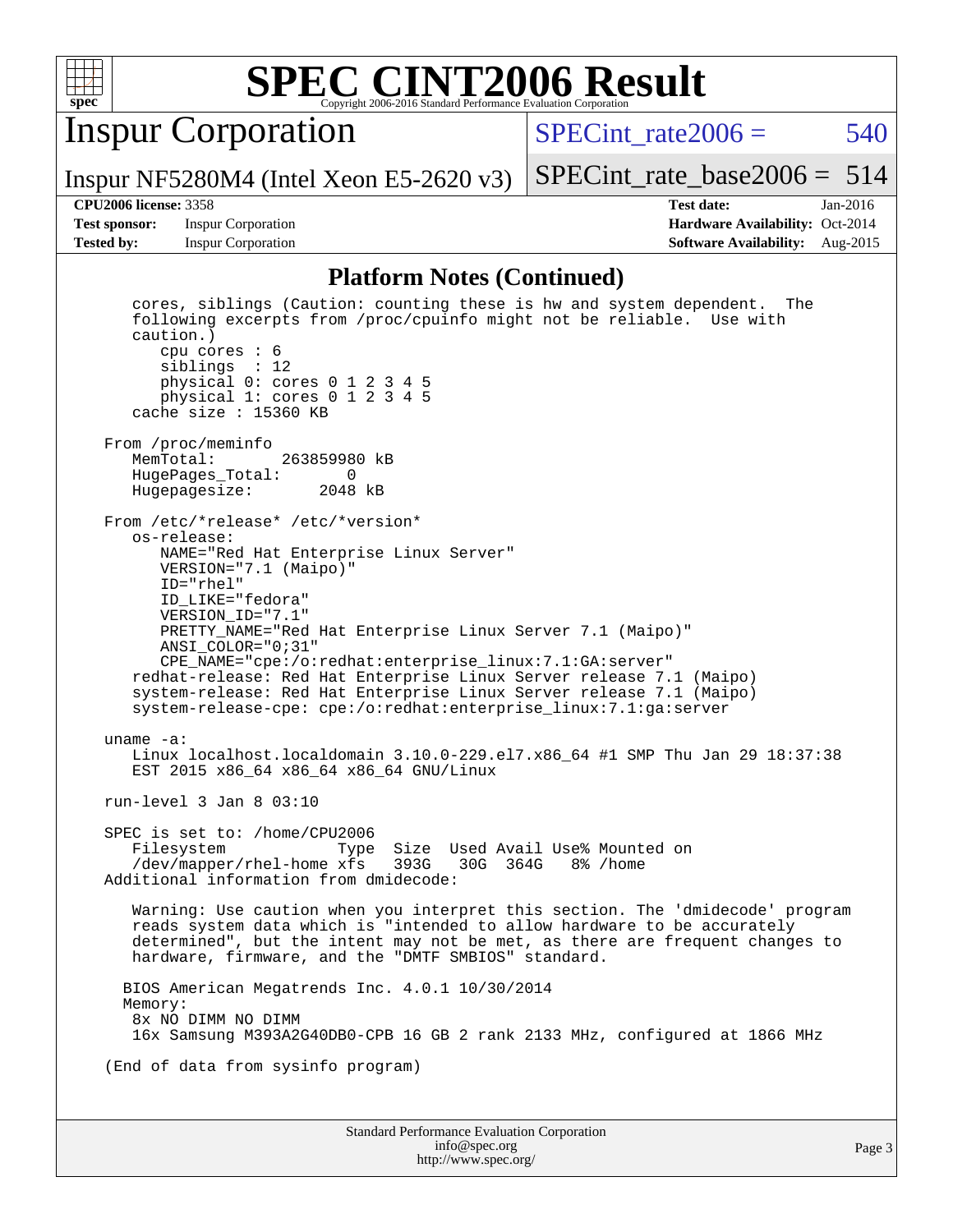## Platform Notes (Continued)

```
   cores, siblings (Caution: counting these is hw and system dependent.  The
   following excerpts from /proc/cpuinfo might not be reliable.  Use with
   caution.)
      cpu cores : 6
      siblings  : 12
      physical 0: cores 0 1 2 3 4 5
      physical 1: cores 0 1 2 3 4 5
   cache size : 15360 KB

From /proc/meminfo
   MemTotal:       263859980 kB
   HugePages_Total:       0
   Hugepagesize:       2048 kB

From /etc/*release* /etc/*version*
   os-release:
      NAME="Red Hat Enterprise Linux Server"
      VERSION="7.1 (Maipo)"
      ID="rhel"
      ID_LIKE="fedora"
      VERSION_ID="7.1"
      PRETTY_NAME="Red Hat Enterprise Linux Server 7.1 (Maipo)"
      ANSI_COLOR="0;31"
      CPE_NAME="cpe:/o:redhat:enterprise_linux:7.1:GA:server"
   redhat-release: Red Hat Enterprise Linux Server release 7.1 (Maipo)
   system-release: Red Hat Enterprise Linux Server release 7.1 (Maipo)
   system-release-cpe: cpe:/o:redhat:enterprise_linux:7.1:ga:server

uname -a:
   Linux localhost.localdomain 3.10.0-229.el7.x86_64 #1 SMP Thu Jan 29 18:37:38
   EST 2015 x86_64 x86_64 x86_64 GNU/Linux

run-level 3 Jan 8 03:10

SPEC is set to: /home/CPU2006
   Filesystem            Type  Size  Used Avail Use% Mounted on
   /dev/mapper/rhel-home xfs   393G   30G  364G   8% /home
Additional information from dmidecode:

   Warning: Use caution when you interpret this section. The 'dmidecode' program
   reads system data which is "intended to allow hardware to be accurately
   determined", but the intent may not be met, as there are frequent changes to
   hardware, firmware, and the "DMTF SMBIOS" standard.

  BIOS American Megatrends Inc. 4.0.1 10/30/2014
  Memory:
   8x NO DIMM NO DIMM
   16x Samsung M393A2G40DB0-CPB 16 GB 2 rank 2133 MHz, configured at 1866 MHz

(End of data from sysinfo program)
```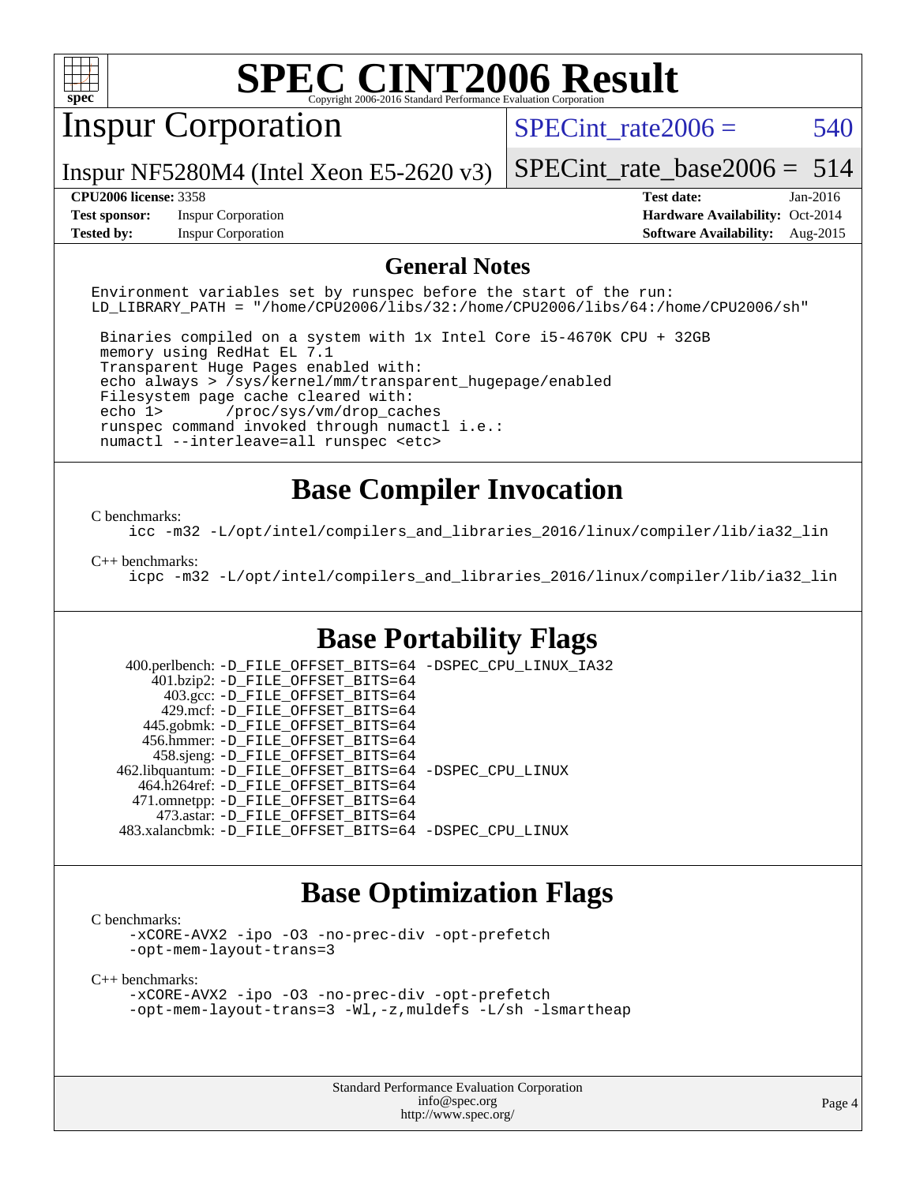# SPEC CINT2006 Result

Copyright 2006-2016 Standard Performance Evaluation Corporation

## Inspur Corporation

Inspur NF5280M4 (Intel Xeon E5-2620 v3)

SPECint_rate2006 = 540

SPECint_rate_base2006 = 514

| | | | |
|---|---|---|---|
| **CPU2006 license:** 3358 | | **Test date:** | Jan-2016 |
| **Test sponsor:** | Inspur Corporation | **Hardware Availability:** | Oct-2014 |
| **Tested by:** | Inspur Corporation | **Software Availability:** | Aug-2015 |

## General Notes

```
Environment variables set by runspec before the start of the run:
LD_LIBRARY_PATH = "/home/CPU2006/libs/32:/home/CPU2006/libs/64:/home/CPU2006/sh"

 Binaries compiled on a system with 1x Intel Core i5-4670K CPU + 32GB
 memory using RedHat EL 7.1
 Transparent Huge Pages enabled with:
 echo always > /sys/kernel/mm/transparent_hugepage/enabled
 Filesystem page cache cleared with:
 echo 1>       /proc/sys/vm/drop_caches
 runspec command invoked through numactl i.e.:
 numactl --interleave=all runspec <etc>
```

## Base Compiler Invocation

C benchmarks:

```
icc -m32 -L/opt/intel/compilers_and_libraries_2016/linux/compiler/lib/ia32_lin
```

C++ benchmarks:

```
icpc -m32 -L/opt/intel/compilers_and_libraries_2016/linux/compiler/lib/ia32_lin
```

## Base Portability Flags

```
    400.perlbench: -D_FILE_OFFSET_BITS=64 -DSPEC_CPU_LINUX_IA32
        401.bzip2: -D_FILE_OFFSET_BITS=64
          403.gcc: -D_FILE_OFFSET_BITS=64
          429.mcf: -D_FILE_OFFSET_BITS=64
        445.gobmk: -D_FILE_OFFSET_BITS=64
       456.hmmer: -D_FILE_OFFSET_BITS=64
        458.sjeng: -D_FILE_OFFSET_BITS=64
  462.libquantum: -D_FILE_OFFSET_BITS=64 -DSPEC_CPU_LINUX
     464.h264ref: -D_FILE_OFFSET_BITS=64
     471.omnetpp: -D_FILE_OFFSET_BITS=64
        473.astar: -D_FILE_OFFSET_BITS=64
  483.xalancbmk: -D_FILE_OFFSET_BITS=64 -DSPEC_CPU_LINUX
```

## Base Optimization Flags

C benchmarks:

```
-xCORE-AVX2 -ipo -O3 -no-prec-div -opt-prefetch
-opt-mem-layout-trans=3
```

C++ benchmarks:

```
-xCORE-AVX2 -ipo -O3 -no-prec-div -opt-prefetch
-opt-mem-layout-trans=3 -Wl,-z,muldefs -L/sh -lsmartheap
```

Standard Performance Evaluation Corporation
info@spec.org
http://www.spec.org/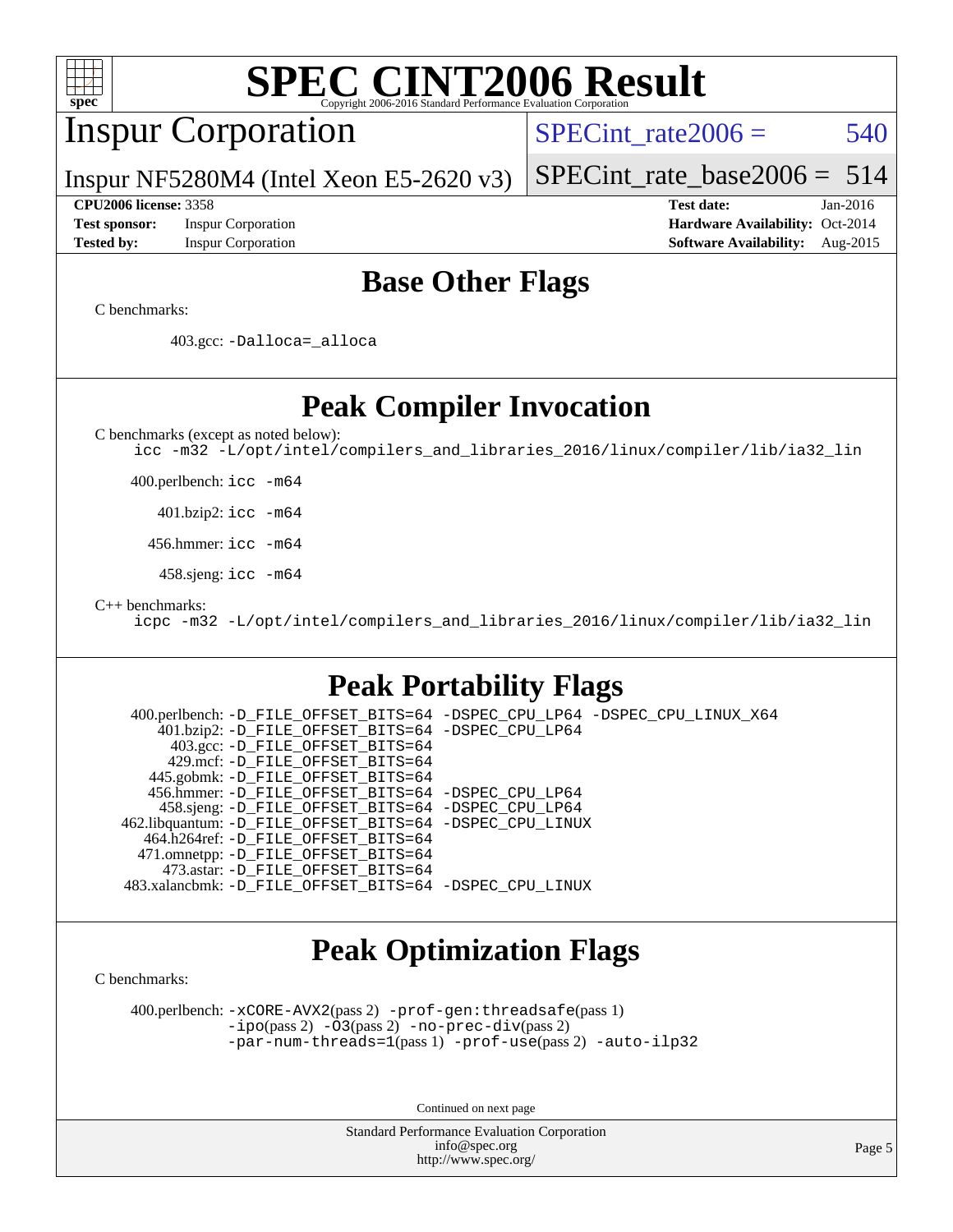# Base Other Flags

C benchmarks:

403.gcc: -Dalloca=_alloca

# Peak Compiler Invocation

C benchmarks (except as noted below):

icc -m32 -L/opt/intel/compilers_and_libraries_2016/linux/compiler/lib/ia32_lin

400.perlbench: icc -m64

401.bzip2: icc -m64

456.hmmer: icc -m64

458.sjeng: icc -m64

C++ benchmarks:

icpc -m32 -L/opt/intel/compilers_and_libraries_2016/linux/compiler/lib/ia32_lin

# Peak Portability Flags

400.perlbench: -D_FILE_OFFSET_BITS=64 -DSPEC_CPU_LP64 -DSPEC_CPU_LINUX_X64
401.bzip2: -D_FILE_OFFSET_BITS=64 -DSPEC_CPU_LP64
403.gcc: -D_FILE_OFFSET_BITS=64
429.mcf: -D_FILE_OFFSET_BITS=64
445.gobmk: -D_FILE_OFFSET_BITS=64
456.hmmer: -D_FILE_OFFSET_BITS=64 -DSPEC_CPU_LP64
458.sjeng: -D_FILE_OFFSET_BITS=64 -DSPEC_CPU_LP64
462.libquantum: -D_FILE_OFFSET_BITS=64 -DSPEC_CPU_LINUX
464.h264ref: -D_FILE_OFFSET_BITS=64
471.omnetpp: -D_FILE_OFFSET_BITS=64
473.astar: -D_FILE_OFFSET_BITS=64
483.xalancbmk: -D_FILE_OFFSET_BITS=64 -DSPEC_CPU_LINUX

# Peak Optimization Flags

C benchmarks:

400.perlbench: -xCORE-AVX2(pass 2) -prof-gen:threadsafe(pass 1) -ipo(pass 2) -O3(pass 2) -no-prec-div(pass 2) -par-num-threads=1(pass 1) -prof-use(pass 2) -auto-ilp32

Continued on next page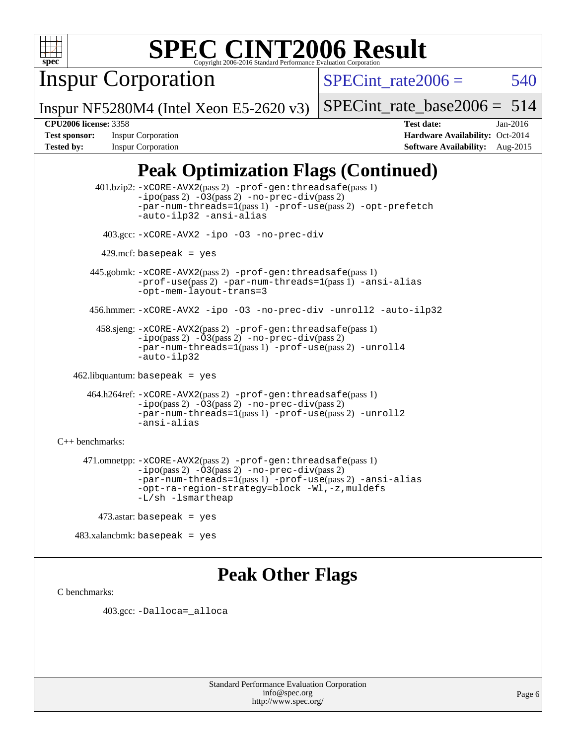# SPEC CINT2006 Result

Copyright 2006-2016 Standard Performance Evaluation Corporation

## Inspur Corporation

Inspur NF5280M4 (Intel Xeon E5-2620 v3)

SPECint_rate2006 = 540

SPECint_rate_base2006 = 514

| | | | |
|---|---|---|---|
| **CPU2006 license:** 3358 | | **Test date:** | Jan-2016 |
| **Test sponsor:** | Inspur Corporation | **Hardware Availability:** | Oct-2014 |
| **Tested by:** | Inspur Corporation | **Software Availability:** | Aug-2015 |

## Peak Optimization Flags (Continued)

401.bzip2: -xCORE-AVX2(pass 2) -prof-gen:threadsafe(pass 1) -ipo(pass 2) -O3(pass 2) -no-prec-div(pass 2) -par-num-threads=1(pass 1) -prof-use(pass 2) -opt-prefetch -auto-ilp32 -ansi-alias

403.gcc: -xCORE-AVX2 -ipo -O3 -no-prec-div

429.mcf: basepeak = yes

445.gobmk: -xCORE-AVX2(pass 2) -prof-gen:threadsafe(pass 1) -prof-use(pass 2) -par-num-threads=1(pass 1) -ansi-alias -opt-mem-layout-trans=3

456.hmmer: -xCORE-AVX2 -ipo -O3 -no-prec-div -unroll2 -auto-ilp32

458.sjeng: -xCORE-AVX2(pass 2) -prof-gen:threadsafe(pass 1) -ipo(pass 2) -O3(pass 2) -no-prec-div(pass 2) -par-num-threads=1(pass 1) -prof-use(pass 2) -unroll4 -auto-ilp32

462.libquantum: basepeak = yes

464.h264ref: -xCORE-AVX2(pass 2) -prof-gen:threadsafe(pass 1) -ipo(pass 2) -O3(pass 2) -no-prec-div(pass 2) -par-num-threads=1(pass 1) -prof-use(pass 2) -unroll2 -ansi-alias

C++ benchmarks:

471.omnetpp: -xCORE-AVX2(pass 2) -prof-gen:threadsafe(pass 1) -ipo(pass 2) -O3(pass 2) -no-prec-div(pass 2) -par-num-threads=1(pass 1) -prof-use(pass 2) -ansi-alias -opt-ra-region-strategy=block -Wl,-z,muldefs -L/sh -lsmartheap

473.astar: basepeak = yes

483.xalancbmk: basepeak = yes

## Peak Other Flags

C benchmarks:

403.gcc: -Dalloca=_alloca

Standard Performance Evaluation Corporation
info@spec.org
http://www.spec.org/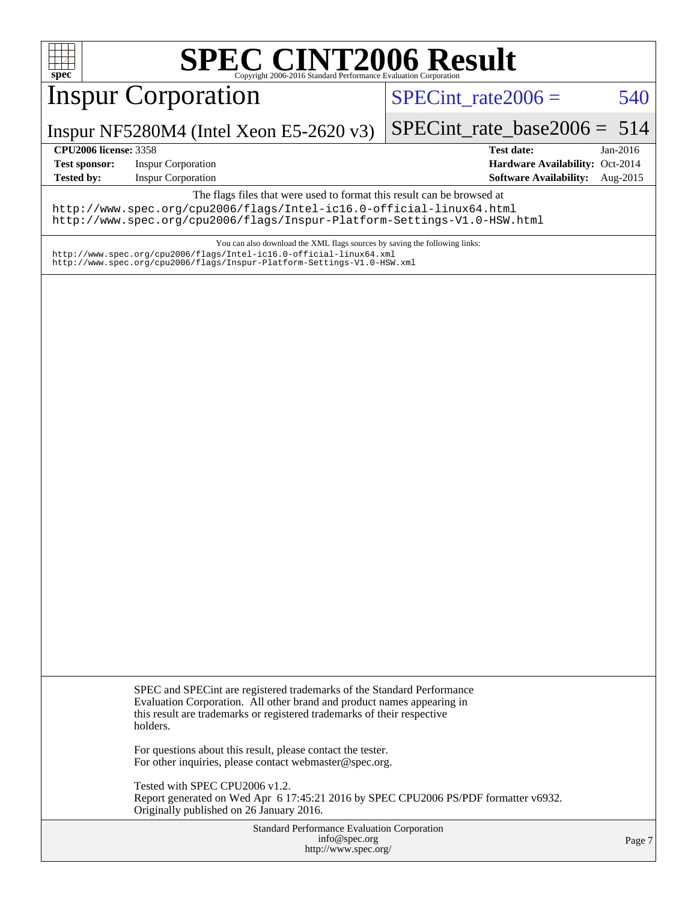# SPEC CINT2006 Result

Copyright 2006-2016 Standard Performance Evaluation Corporation

## Inspur Corporation

Inspur NF5280M4 (Intel Xeon E5-2620 v3)

SPECint_rate2006 = 540

SPECint_rate_base2006 = 514

| | | | |
|---|---|---|---|
| **CPU2006 license:** 3358 | | **Test date:** | Jan-2016 |
| **Test sponsor:** | Inspur Corporation | **Hardware Availability:** | Oct-2014 |
| **Tested by:** | Inspur Corporation | **Software Availability:** | Aug-2015 |

The flags files that were used to format this result can be browsed at
http://www.spec.org/cpu2006/flags/Intel-ic16.0-official-linux64.html
http://www.spec.org/cpu2006/flags/Inspur-Platform-Settings-V1.0-HSW.html

You can also download the XML flags sources by saving the following links:
http://www.spec.org/cpu2006/flags/Intel-ic16.0-official-linux64.xml
http://www.spec.org/cpu2006/flags/Inspur-Platform-Settings-V1.0-HSW.xml

SPEC and SPECint are registered trademarks of the Standard Performance Evaluation Corporation. All other brand and product names appearing in this result are trademarks or registered trademarks of their respective holders.

For questions about this result, please contact the tester.
For other inquiries, please contact webmaster@spec.org.

Tested with SPEC CPU2006 v1.2.
Report generated on Wed Apr 6 17:45:21 2016 by SPEC CPU2006 PS/PDF formatter v6932.
Originally published on 26 January 2016.

Standard Performance Evaluation Corporation
info@spec.org
http://www.spec.org/